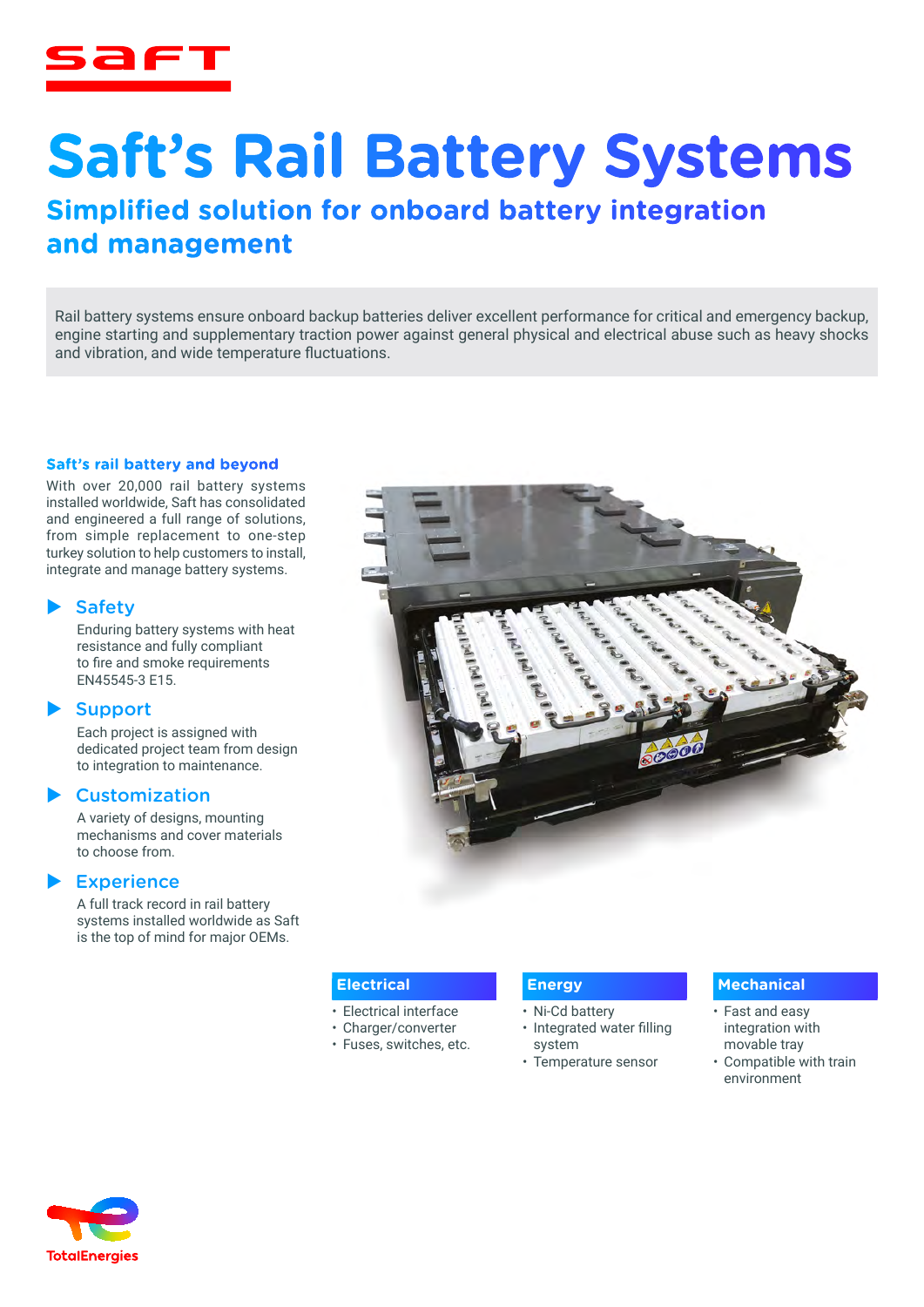# Saft's Rail Battery Systems

## Simplified solution for onboard battery integration and management

Rail battery systems ensure onboard backup batteries deliver excellent performance for critical and emergency backup, engine starting and supplementary traction power against general physical and electrical abuse such as heavy shocks and vibration, and wide temperature fluctuations.

### Saft's rail battery and beyond

With over 20,000 rail battery systems installed worldwide, Saft has consolidated and engineered a full range of solutions, from simple replacement to one-step turkey solution to help customers to install, integrate and manage battery systems.

#### Safety

Enduring battery systems with heat resistance and fully compliant to fire and smoke requirements EN45545-3 E15.

#### Support

Each project is assigned with dedicated project team from design to integration to maintenance.

#### Customization

A variety of designs, mounting mechanisms and cover materials to choose from.

#### Experience

A full track record in rail battery systems installed worldwide as Saft is the top of mind for major OEMs.

#### Electrical

- Electrical interface
- Charger/converter
- Fuses, switches, etc.

#### Energy

- Ni-Cd battery
- Integrated water filling system
- Temperature sensor

#### Mechanical

- Fast and easy integration with movable tray
- Compatible with train environment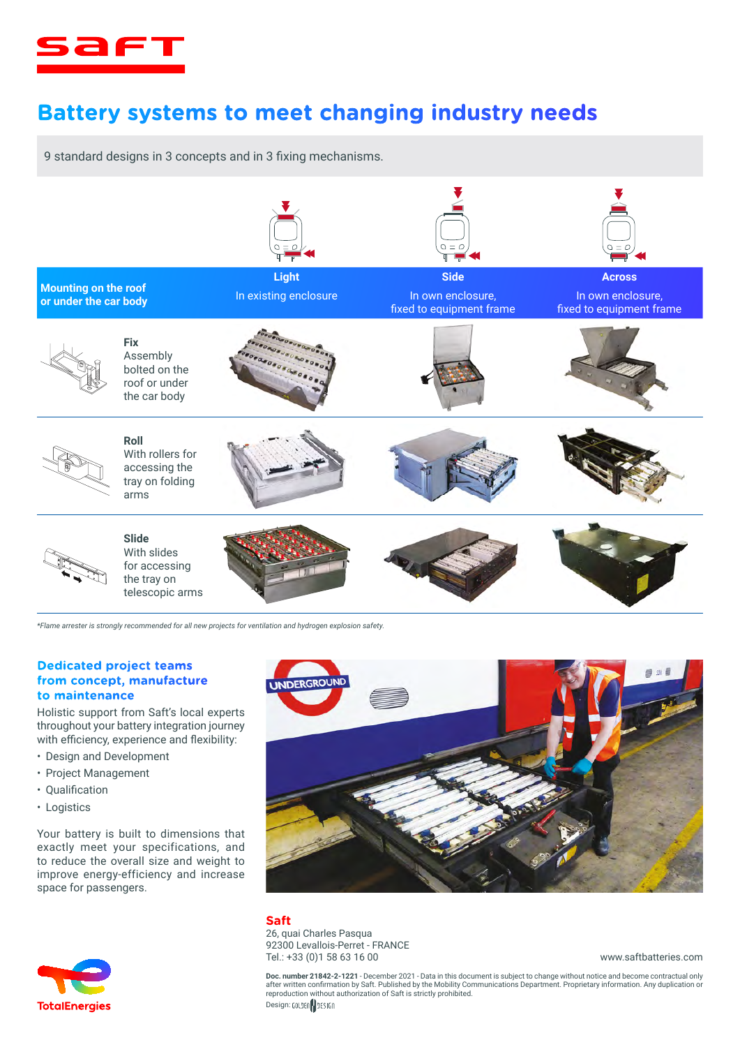# Battery systems to meet changing industry needs

9 standard designs in 3 concepts and in 3 fixing mechanisms.

| Mounting on the roof or under the car body | Light<br>In existing enclosure | Side<br>In own enclosure, fixed to equipment frame | Across<br>In own enclosure, fixed to equipment frame |
|---|---|---|---|
| **Fix**<br>Assembly bolted on the roof or under the car body | | | |
| **Roll**<br>With rollers for accessing the tray on folding arms | | | |
| **Slide**<br>With slides for accessing the tray on telescopic arms | | | |

*\*Flame arrester is strongly recommended for all new projects for ventilation and hydrogen explosion safety.*

## Dedicated project teams from concept, manufacture to maintenance

Holistic support from Saft's local experts throughout your battery integration journey with efficiency, experience and flexibility:

- Design and Development
- Project Management
- Qualification
- Logistics

Your battery is built to dimensions that exactly meet your specifications, and to reduce the overall size and weight to improve energy-efficiency and increase space for passengers.

**Saft**
26, quai Charles Pasqua
92300 Levallois-Perret - FRANCE
Tel.: +33 (0)1 58 63 16 00

www.saftbatteries.com

**Doc. number 21842-2-1221** - December 2021 - Data in this document is subject to change without notice and become contractual only after written confirmation by Saft. Published by the Mobility Communications Department. Proprietary information. Any duplication or reproduction without authorization of Saft is strictly prohibited.

Design: Golden Design

TotalEnergies